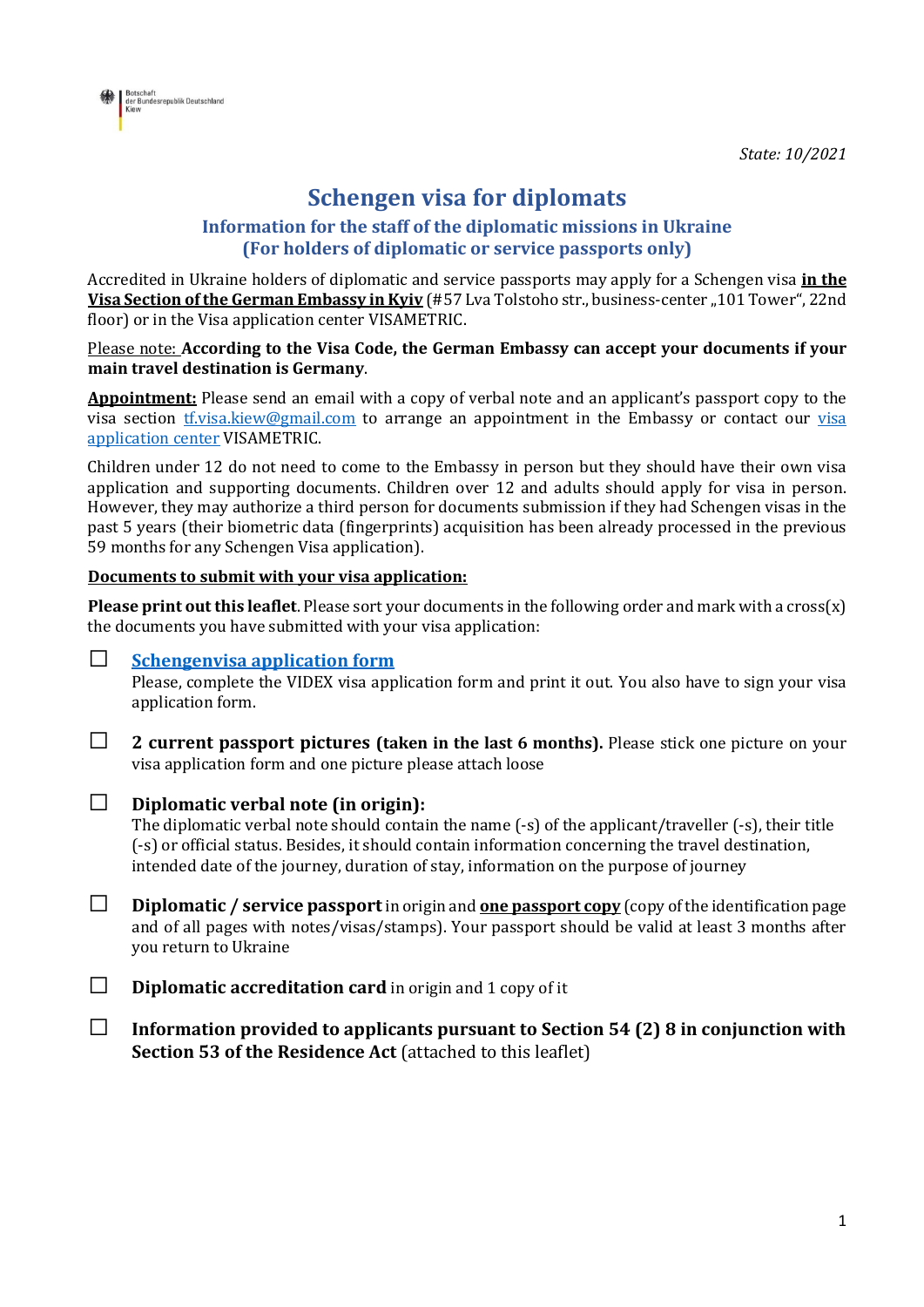Botschaft
der Bundesrepublik Deutschland
Kiew

*State: 10/2021*

# Schengen visa for diplomats

## Information for the staff of the diplomatic missions in Ukraine
## (For holders of diplomatic or service passports only)

Accredited in Ukraine holders of diplomatic and service passports may apply for a Schengen visa **in the Visa Section of the German Embassy in Kyiv** (#57 Lva Tolstoho str., business-center „101 Tower", 22nd floor) or in the Visa application center VISAMETRIC.

Please note: **According to the Visa Code, the German Embassy can accept your documents if your main travel destination is Germany**.

**Appointment:** Please send an email with a copy of verbal note and an applicant's passport copy to the visa section tf.visa.kiew@gmail.com to arrange an appointment in the Embassy or contact our visa application center VISAMETRIC.

Children under 12 do not need to come to the Embassy in person but they should have their own visa application and supporting documents. Children over 12 and adults should apply for visa in person. However, they may authorize a third person for documents submission if they had Schengen visas in the past 5 years (their biometric data (fingerprints) acquisition has been already processed in the previous 59 months for any Schengen Visa application).

**Documents to submit with your visa application:**

**Please print out this leaflet**. Please sort your documents in the following order and mark with a cross(x) the documents you have submitted with your visa application:

- ☐ **Schengenvisa application form**
  Please, complete the VIDEX visa application form and print it out. You also have to sign your visa application form.

- ☐ **2 current passport pictures (taken in the last 6 months).** Please stick one picture on your visa application form and one picture please attach loose

- ☐ **Diplomatic verbal note (in origin):**
  The diplomatic verbal note should contain the name (-s) of the applicant/traveller (-s), their title (-s) or official status. Besides, it should contain information concerning the travel destination, intended date of the journey, duration of stay, information on the purpose of journey

- ☐ **Diplomatic / service passport** in origin and **one passport copy** (copy of the identification page and of all pages with notes/visas/stamps). Your passport should be valid at least 3 months after you return to Ukraine

- ☐ **Diplomatic accreditation card** in origin and 1 copy of it

- ☐ **Information provided to applicants pursuant to Section 54 (2) 8 in conjunction with Section 53 of the Residence Act** (attached to this leaflet)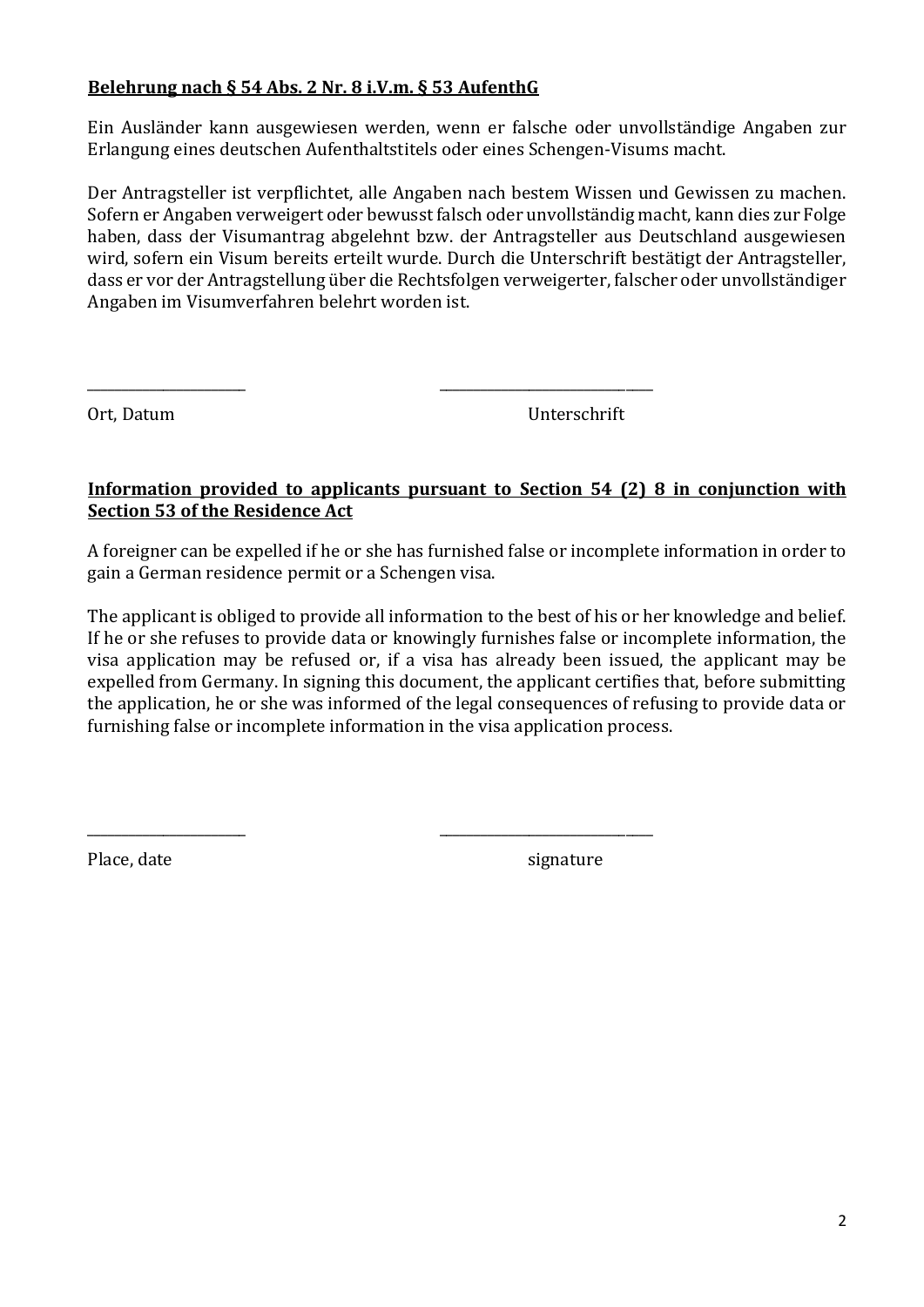**Belehrung nach § 54 Abs. 2 Nr. 8 i.V.m. § 53 AufenthG**

Ein Ausländer kann ausgewiesen werden, wenn er falsche oder unvollständige Angaben zur Erlangung eines deutschen Aufenthaltstitels oder eines Schengen-Visums macht.

Der Antragsteller ist verpflichtet, alle Angaben nach bestem Wissen und Gewissen zu machen. Sofern er Angaben verweigert oder bewusst falsch oder unvollständig macht, kann dies zur Folge haben, dass der Visumantrag abgelehnt bzw. der Antragsteller aus Deutschland ausgewiesen wird, sofern ein Visum bereits erteilt wurde. Durch die Unterschrift bestätigt der Antragsteller, dass er vor der Antragstellung über die Rechtsfolgen verweigerter, falscher oder unvollständiger Angaben im Visumverfahren belehrt worden ist.

\_\_\_\_\_\_\_\_\_\_\_\_\_\_\_\_\_\_\_\_ \_\_\_\_\_\_\_\_\_\_\_\_\_\_\_\_\_\_\_\_\_\_\_\_\_\_

Ort, Datum Unterschrift

**Information provided to applicants pursuant to Section 54 (2) 8 in conjunction with Section 53 of the Residence Act**

A foreigner can be expelled if he or she has furnished false or incomplete information in order to gain a German residence permit or a Schengen visa.

The applicant is obliged to provide all information to the best of his or her knowledge and belief. If he or she refuses to provide data or knowingly furnishes false or incomplete information, the visa application may be refused or, if a visa has already been issued, the applicant may be expelled from Germany. In signing this document, the applicant certifies that, before submitting the application, he or she was informed of the legal consequences of refusing to provide data or furnishing false or incomplete information in the visa application process.

\_\_\_\_\_\_\_\_\_\_\_\_\_\_\_\_\_\_\_\_ \_\_\_\_\_\_\_\_\_\_\_\_\_\_\_\_\_\_\_\_\_\_\_\_\_\_

Place, date signature